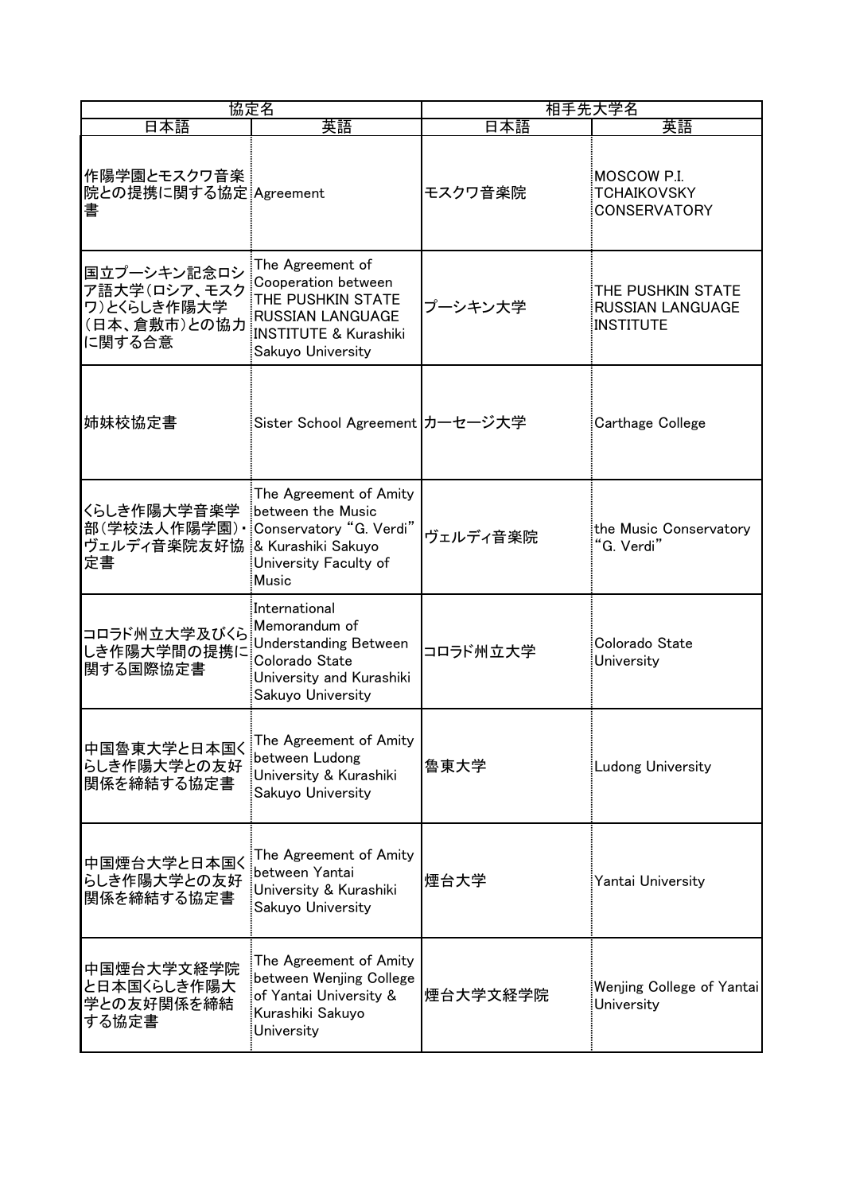| 協定名 | | 相手先大学名 | |
|---|---|---|---|
| 日本語 | 英語 | 日本語 | 英語 |
| 作陽学園とモスクワ音楽院との提携に関する協定書 | Agreement | モスクワ音楽院 | MOSCOW P.I. TCHAIKOVSKY CONSERVATORY |
| 国立プーシキン記念ロシア語大学(ロシア、モスクワ)とくらしき作陽大学(日本、倉敷市)との協力に関する合意 | The Agreement of Cooperation between THE PUSHKIN STATE RUSSIAN LANGUAGE INSTITUTE & Kurashiki Sakuyo University | プーシキン大学 | THE PUSHKIN STATE RUSSIAN LANGUAGE INSTITUTE |
| 姉妹校協定書 | Sister School Agreement | カーセージ大学 | Carthage College |
| くらしき作陽大学音楽学部(学校法人作陽学園)・ヴェルディ音楽院友好協定書 | The Agreement of Amity between the Music Conservatory "G. Verdi" & Kurashiki Sakuyo University Faculty of Music | ヴェルディ音楽院 | the Music Conservatory "G. Verdi" |
| コロラド州立大学及びくらしき作陽大学間の提携に関する国際協定書 | International Memorandum of Understanding Between Colorado State University and Kurashiki Sakuyo University | コロラド州立大学 | Colorado State University |
| 中国魯東大学と日本国くらしき作陽大学との友好関係を締結する協定書 | The Agreement of Amity between Ludong University & Kurashiki Sakuyo University | 魯東大学 | Ludong University |
| 中国煙台大学と日本国くらしき作陽大学との友好関係を締結する協定書 | The Agreement of Amity between Yantai University & Kurashiki Sakuyo University | 煙台大学 | Yantai University |
| 中国煙台大学文経学院と日本国くらしき作陽大学との友好関係を締結する協定書 | The Agreement of Amity between Wenjing College of Yantai University & Kurashiki Sakuyo University | 煙台大学文経学院 | Wenjing College of Yantai University |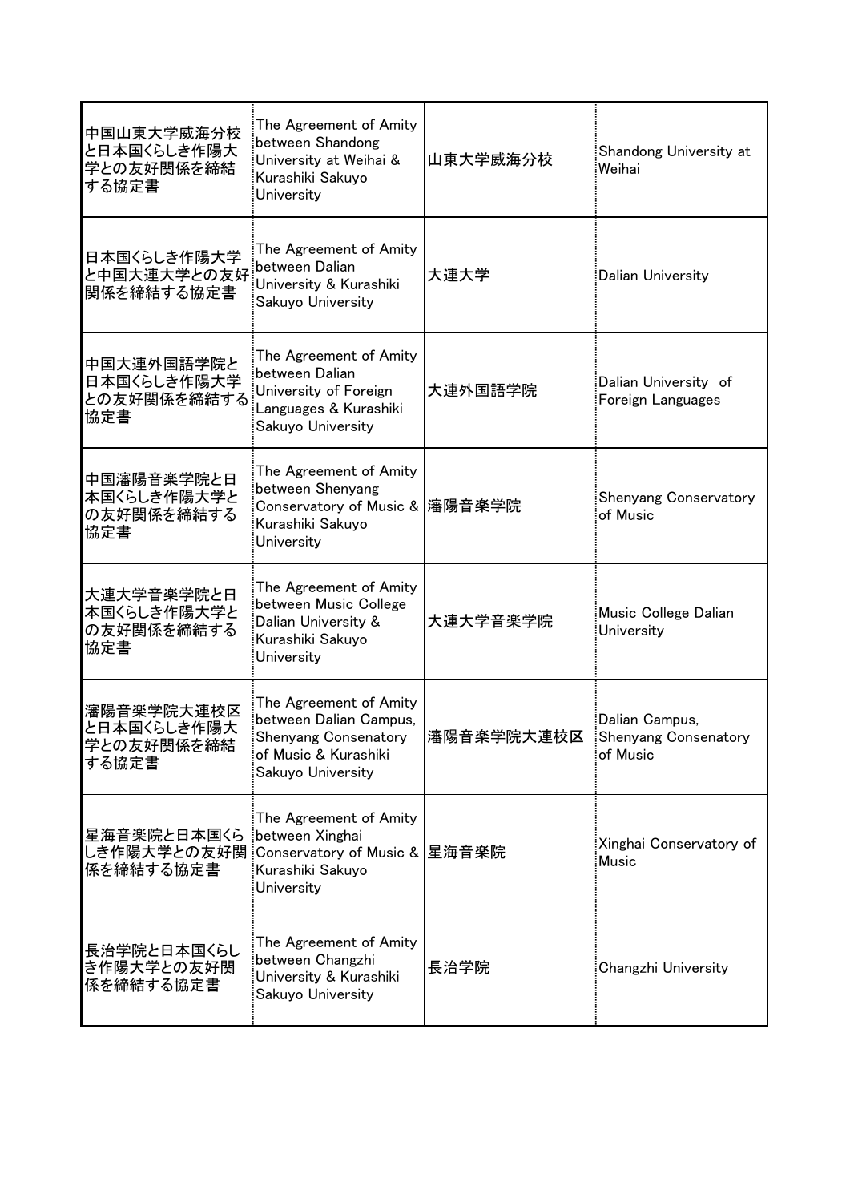| | | | |
|---|---|---|---|
| 中国山東大学威海分校と日本国くらしき作陽大学との友好関係を締結する協定書 | The Agreement of Amity between Shandong University at Weihai & Kurashiki Sakuyo University | 山東大学威海分校 | Shandong University at Weihai |
| 日本国くらしき作陽大学と中国大連大学との友好関係を締結する協定書 | The Agreement of Amity between Dalian University & Kurashiki Sakuyo University | 大連大学 | Dalian University |
| 中国大連外国語学院と日本国くらしき作陽大学との友好関係を締結する協定書 | The Agreement of Amity between Dalian University of Foreign Languages & Kurashiki Sakuyo University | 大連外国語学院 | Dalian University of Foreign Languages |
| 中国瀋陽音楽学院と日本国くらしき作陽大学との友好関係を締結する協定書 | The Agreement of Amity between Shenyang Conservatory of Music & Kurashiki Sakuyo University | 瀋陽音楽学院 | Shenyang Conservatory of Music |
| 大連大学音楽学院と日本国くらしき作陽大学との友好関係を締結する協定書 | The Agreement of Amity between Music College Dalian University & Kurashiki Sakuyo University | 大連大学音楽学院 | Music College Dalian University |
| 瀋陽音楽学院大連校区と日本国くらしき作陽大学との友好関係を締結する協定書 | The Agreement of Amity between Dalian Campus, Shenyang Consenatory of Music & Kurashiki Sakuyo University | 瀋陽音楽学院大連校区 | Dalian Campus, Shenyang Consenatory of Music |
| 星海音楽院と日本国くらしき作陽大学との友好関係を締結する協定書 | The Agreement of Amity between Xinghai Conservatory of Music & Kurashiki Sakuyo University | 星海音楽院 | Xinghai Conservatory of Music |
| 長治学院と日本国くらしき作陽大学との友好関係を締結する協定書 | The Agreement of Amity between Changzhi University & Kurashiki Sakuyo University | 長治学院 | Changzhi University |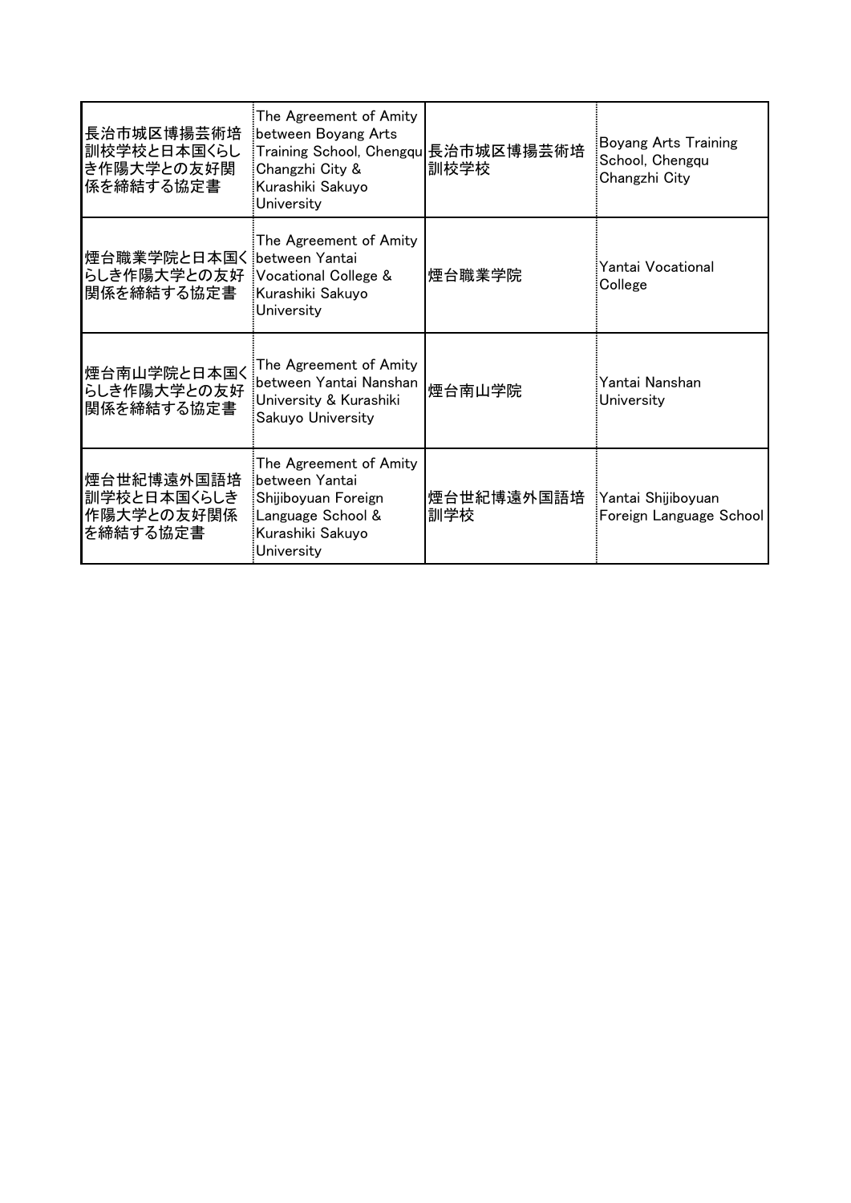| | | | |
|---|---|---|---|
| 長治市城区博揚芸術培訓校学校と日本国くらしき作陽大学との友好関係を締結する協定書 | The Agreement of Amity between Boyang Arts Training School, Chengqu Changzhi City & Kurashiki Sakuyo University | 長治市城区博揚芸術培訓校学校 | Boyang Arts Training School, Chengqu Changzhi City |
| 煙台職業学院と日本国くらしき作陽大学との友好関係を締結する協定書 | The Agreement of Amity between Yantai Vocational College & Kurashiki Sakuyo University | 煙台職業学院 | Yantai Vocational College |
| 煙台南山学院と日本国くらしき作陽大学との友好関係を締結する協定書 | The Agreement of Amity between Yantai Nanshan University & Kurashiki Sakuyo University | 煙台南山学院 | Yantai Nanshan University |
| 煙台世紀博遠外国語培訓学校と日本国くらしき作陽大学との友好関係を締結する協定書 | The Agreement of Amity between Yantai Shijiboyuan Foreign Language School & Kurashiki Sakuyo University | 煙台世紀博遠外国語培訓学校 | Yantai Shijiboyuan Foreign Language School |